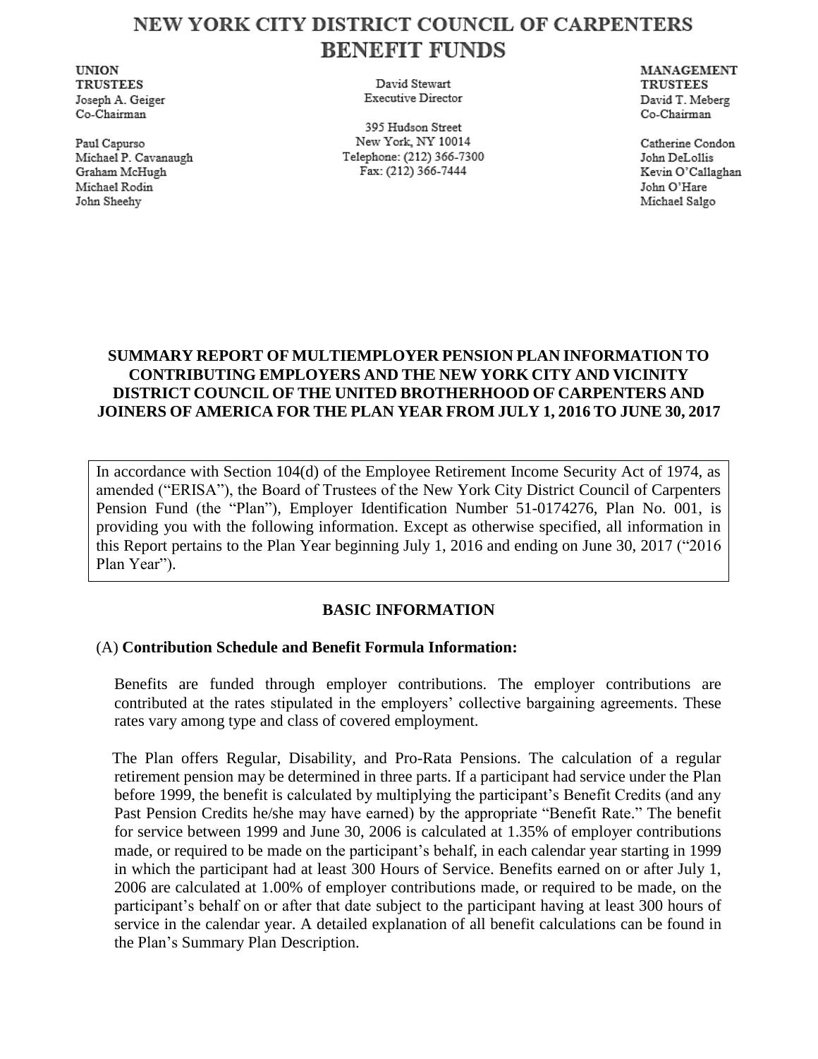# NEW YORK CITY DISTRICT COUNCIL OF CARPENTERS BENEFIT FUNDS

**UNION TRUSTEES**
Joseph A. Geiger
Co-Chairman

Paul Capurso
Michael P. Cavanaugh
Graham McHugh
Michael Rodin
John Sheehy

David Stewart
Executive Director

395 Hudson Street
New York, NY 10014
Telephone: (212) 366-7300
Fax: (212) 366-7444

**MANAGEMENT TRUSTEES**
David T. Meberg
Co-Chairman

Catherine Condon
John DeLollis
Kevin O'Callaghan
John O'Hare
Michael Salgo

## SUMMARY REPORT OF MULTIEMPLOYER PENSION PLAN INFORMATION TO CONTRIBUTING EMPLOYERS AND THE NEW YORK CITY AND VICINITY DISTRICT COUNCIL OF THE UNITED BROTHERHOOD OF CARPENTERS AND JOINERS OF AMERICA FOR THE PLAN YEAR FROM JULY 1, 2016 TO JUNE 30, 2017

In accordance with Section 104(d) of the Employee Retirement Income Security Act of 1974, as amended ("ERISA"), the Board of Trustees of the New York City District Council of Carpenters Pension Fund (the "Plan"), Employer Identification Number 51-0174276, Plan No. 001, is providing you with the following information. Except as otherwise specified, all information in this Report pertains to the Plan Year beginning July 1, 2016 and ending on June 30, 2017 ("2016 Plan Year").

## BASIC INFORMATION

### (A) Contribution Schedule and Benefit Formula Information:

Benefits are funded through employer contributions. The employer contributions are contributed at the rates stipulated in the employers' collective bargaining agreements. These rates vary among type and class of covered employment.

The Plan offers Regular, Disability, and Pro-Rata Pensions. The calculation of a regular retirement pension may be determined in three parts. If a participant had service under the Plan before 1999, the benefit is calculated by multiplying the participant's Benefit Credits (and any Past Pension Credits he/she may have earned) by the appropriate "Benefit Rate." The benefit for service between 1999 and June 30, 2006 is calculated at 1.35% of employer contributions made, or required to be made on the participant's behalf, in each calendar year starting in 1999 in which the participant had at least 300 Hours of Service. Benefits earned on or after July 1, 2006 are calculated at 1.00% of employer contributions made, or required to be made, on the participant's behalf on or after that date subject to the participant having at least 300 hours of service in the calendar year. A detailed explanation of all benefit calculations can be found in the Plan's Summary Plan Description.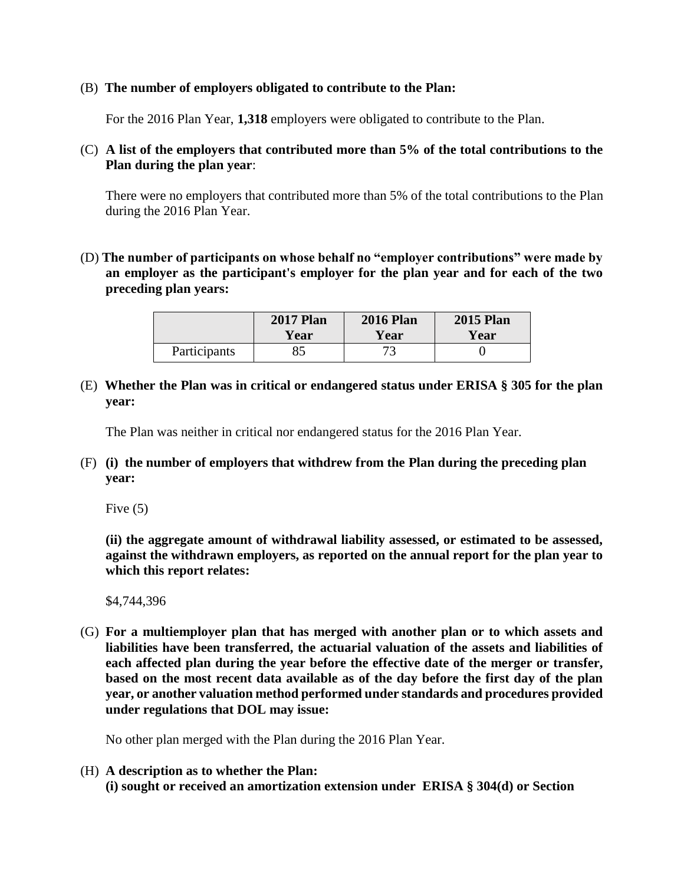(B) **The number of employers obligated to contribute to the Plan:**

For the 2016 Plan Year, **1,318** employers were obligated to contribute to the Plan.

(C) **A list of the employers that contributed more than 5% of the total contributions to the Plan during the plan year**:

There were no employers that contributed more than 5% of the total contributions to the Plan during the 2016 Plan Year.

(D) **The number of participants on whose behalf no "employer contributions" were made by an employer as the participant's employer for the plan year and for each of the two preceding plan years:**

| | **2017 Plan Year** | **2016 Plan Year** | **2015 Plan Year** |
|---|---|---|---|
| Participants | 85 | 73 | 0 |

(E) **Whether the Plan was in critical or endangered status under ERISA § 305 for the plan year:**

The Plan was neither in critical nor endangered status for the 2016 Plan Year.

(F) **(i) the number of employers that withdrew from the Plan during the preceding plan year:**

Five (5)

**(ii) the aggregate amount of withdrawal liability assessed, or estimated to be assessed, against the withdrawn employers, as reported on the annual report for the plan year to which this report relates:**

$4,744,396

(G) **For a multiemployer plan that has merged with another plan or to which assets and liabilities have been transferred, the actuarial valuation of the assets and liabilities of each affected plan during the year before the effective date of the merger or transfer, based on the most recent data available as of the day before the first day of the plan year, or another valuation method performed under standards and procedures provided under regulations that DOL may issue:**

No other plan merged with the Plan during the 2016 Plan Year.

(H) **A description as to whether the Plan:**
**(i) sought or received an amortization extension under ERISA § 304(d) or Section**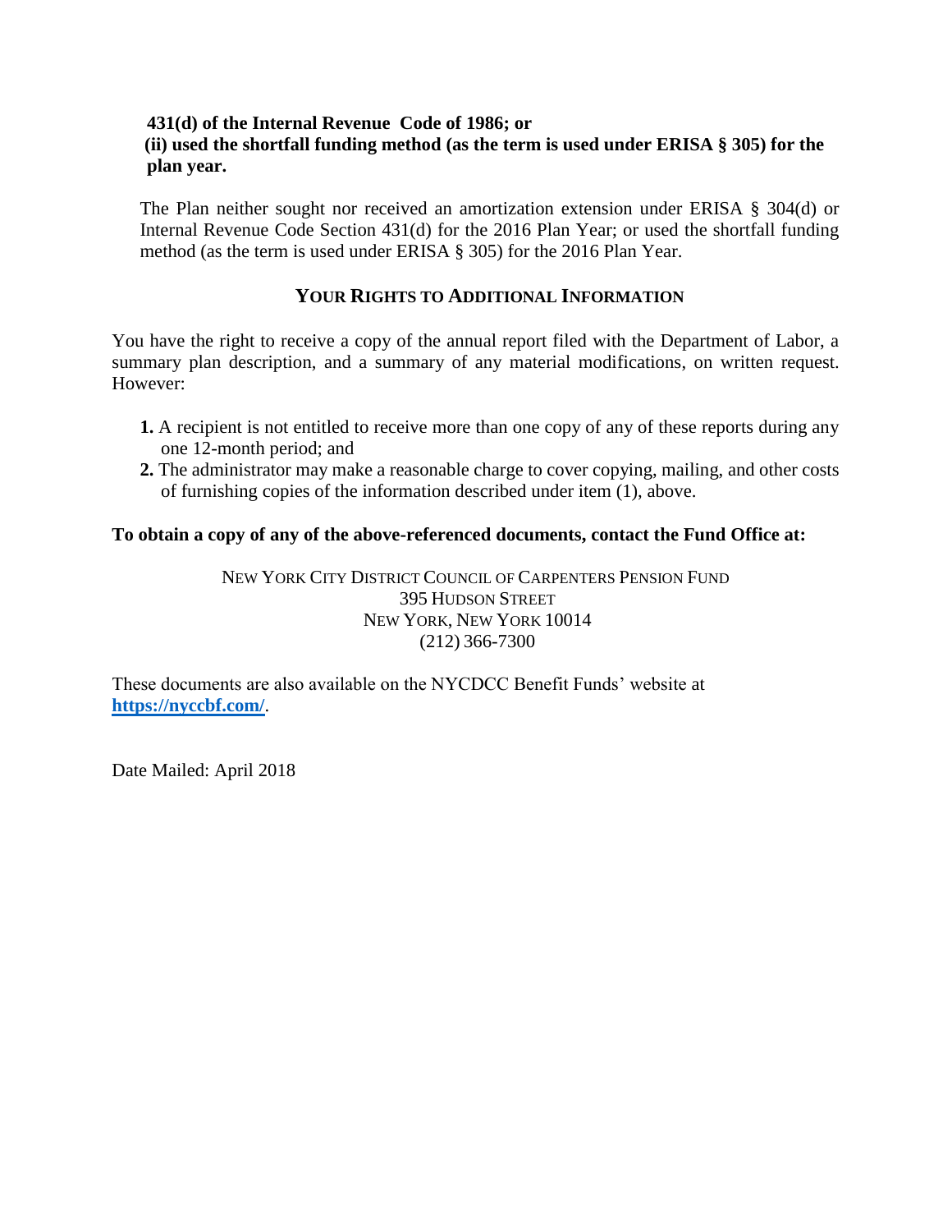**431(d) of the Internal Revenue Code of 1986; or**
**(ii) used the shortfall funding method (as the term is used under ERISA § 305) for the plan year.**

The Plan neither sought nor received an amortization extension under ERISA § 304(d) or Internal Revenue Code Section 431(d) for the 2016 Plan Year; or used the shortfall funding method (as the term is used under ERISA § 305) for the 2016 Plan Year.

## YOUR RIGHTS TO ADDITIONAL INFORMATION

You have the right to receive a copy of the annual report filed with the Department of Labor, a summary plan description, and a summary of any material modifications, on written request. However:

1. A recipient is not entitled to receive more than one copy of any of these reports during any one 12-month period; and
2. The administrator may make a reasonable charge to cover copying, mailing, and other costs of furnishing copies of the information described under item (1), above.

**To obtain a copy of any of the above-referenced documents, contact the Fund Office at:**

NEW YORK CITY DISTRICT COUNCIL OF CARPENTERS PENSION FUND
395 HUDSON STREET
NEW YORK, NEW YORK 10014
(212) 366-7300

These documents are also available on the NYCDCC Benefit Funds' website at **https://nyccbf.com/**.

Date Mailed: April 2018